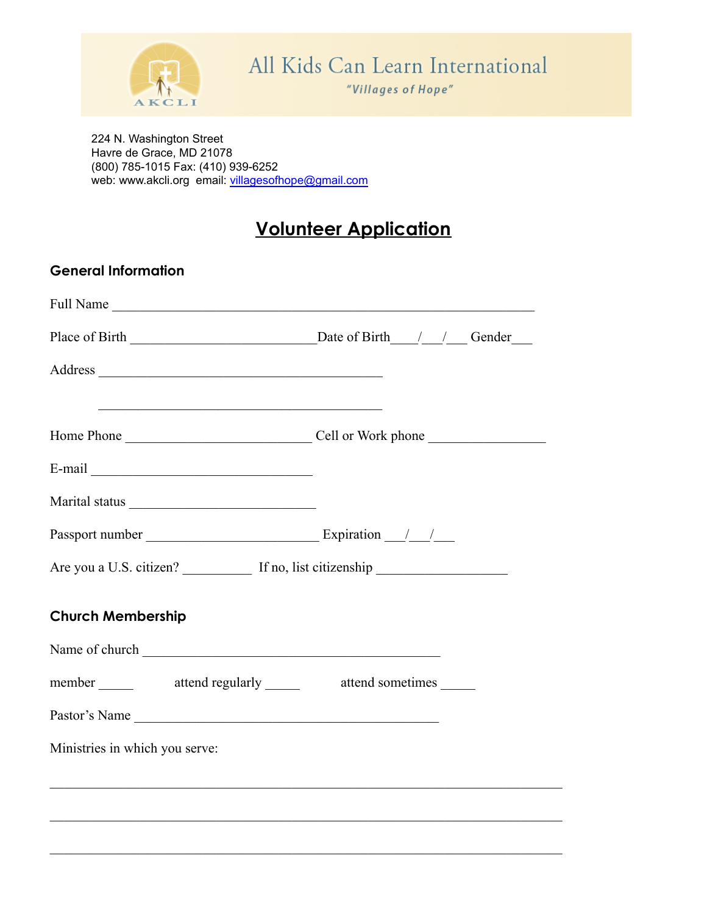All Kids Can Learn International

*"Villages of Hope"*

224 N. Washington Street
Havre de Grace, MD 21078
(800) 785-1015 Fax: (410) 939-6252
web: www.akcli.org email: villagesofhope@gmail.com

# Volunteer Application

## General Information

Full Name ___________________________________________________________

Place of Birth ___________________________ Date of Birth____/___/___ Gender___

Address __________________________________________

__________________________________________

Home Phone ___________________________ Cell or Work phone _________________

E-mail _________________________________

Marital status ___________________________

Passport number _________________________ Expiration ___/___/___

Are you a U.S. citizen? __________ If no, list citizenship ___________________

## Church Membership

Name of church ____________________________________________

member _____ attend regularly _____ attend sometimes _____

Pastor's Name _____________________________________________

Ministries in which you serve:

___________________________________________________________________________

___________________________________________________________________________

___________________________________________________________________________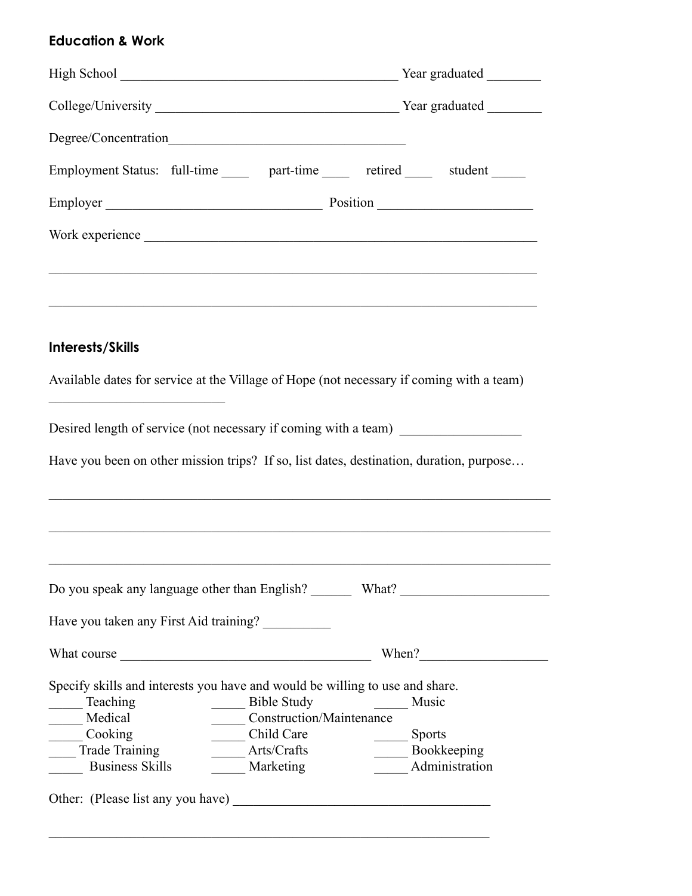**Education & Work**

High School ________________________________________ Year graduated ________

College/University ____________________________________ Year graduated ________

Degree/Concentration___________________________________

Employment Status: full-time ____ part-time ____ retired ____ student _____

Employer _______________________________ Position ______________________

Work experience __________________________________________________________

_________________________________________________________________________

_________________________________________________________________________

**Interests/Skills**

Available dates for service at the Village of Hope (not necessary if coming with a team) __________________________

Desired length of service (not necessary if coming with a team) __________________

Have you been on other mission trips? If so, list dates, destination, duration, purpose…

_________________________________________________________________________

_________________________________________________________________________

_________________________________________________________________________

Do you speak any language other than English? ______ What? _____________________

Have you taken any First Aid training? __________

What course _____________________________________ When?__________________

Specify skills and interests you have and would be willing to use and share.

_____ Teaching _____ Bible Study _____ Music
_____ Medical _____ Construction/Maintenance
_____ Cooking _____ Child Care _____ Sports
____ Trade Training _____ Arts/Crafts _____ Bookkeeping
_____ Business Skills _____ Marketing _____ Administration

Other: (Please list any you have) ______________________________________

_________________________________________________________________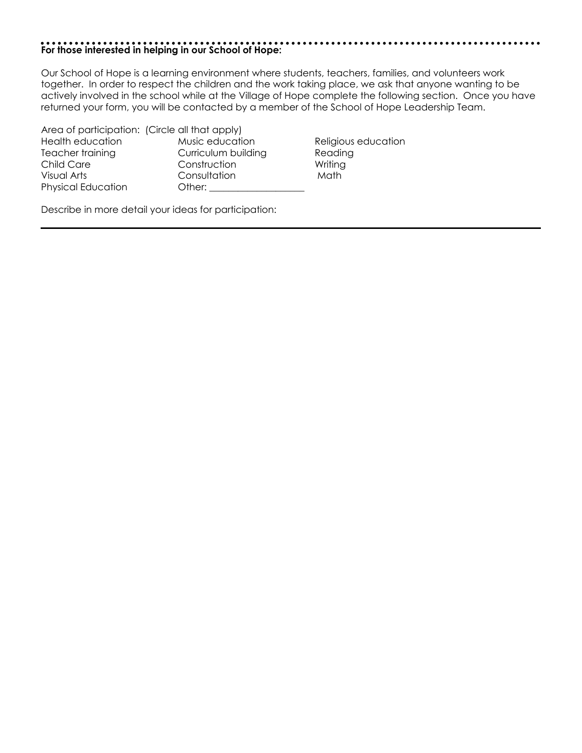**For those interested in helping in our School of Hope:**

Our School of Hope is a learning environment where students, teachers, families, and volunteers work together. In order to respect the children and the work taking place, we ask that anyone wanting to be actively involved in the school while at the Village of Hope complete the following section. Once you have returned your form, you will be contacted by a member of the School of Hope Leadership Team.

Area of participation: (Circle all that apply)

| | | |
|---|---|---|
| Health education | Music education | Religious education |
| Teacher training | Curriculum building | Reading |
| Child Care | Construction | Writing |
| Visual Arts | Consultation | Math |
| Physical Education | Other: ___________________ | |

Describe in more detail your ideas for participation:

---